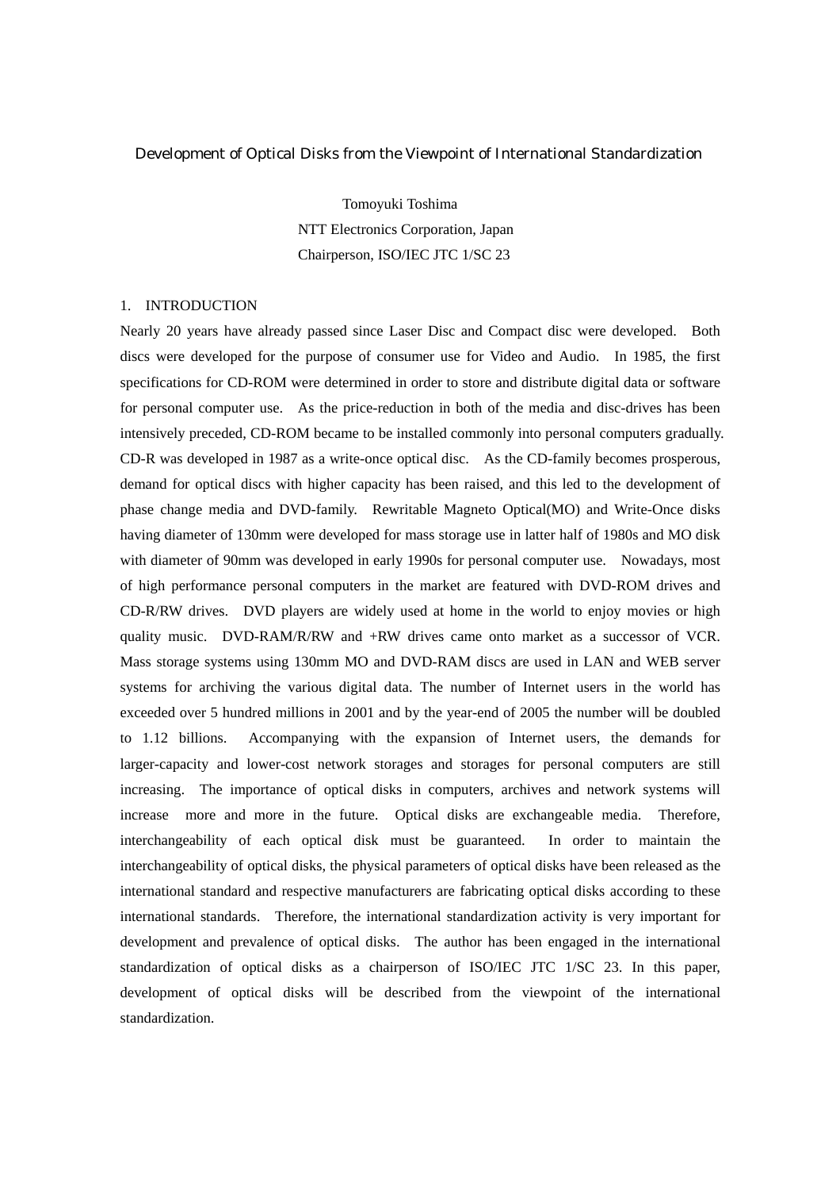# Development of Optical Disks from the Viewpoint of International Standardization

Tomoyuki Toshima
NTT Electronics Corporation, Japan
Chairperson, ISO/IEC JTC 1/SC 23

## 1. INTRODUCTION

Nearly 20 years have already passed since Laser Disc and Compact disc were developed. Both discs were developed for the purpose of consumer use for Video and Audio. In 1985, the first specifications for CD-ROM were determined in order to store and distribute digital data or software for personal computer use. As the price-reduction in both of the media and disc-drives has been intensively preceded, CD-ROM became to be installed commonly into personal computers gradually. CD-R was developed in 1987 as a write-once optical disc. As the CD-family becomes prosperous, demand for optical discs with higher capacity has been raised, and this led to the development of phase change media and DVD-family. Rewritable Magneto Optical(MO) and Write-Once disks having diameter of 130mm were developed for mass storage use in latter half of 1980s and MO disk with diameter of 90mm was developed in early 1990s for personal computer use. Nowadays, most of high performance personal computers in the market are featured with DVD-ROM drives and CD-R/RW drives. DVD players are widely used at home in the world to enjoy movies or high quality music. DVD-RAM/R/RW and +RW drives came onto market as a successor of VCR. Mass storage systems using 130mm MO and DVD-RAM discs are used in LAN and WEB server systems for archiving the various digital data. The number of Internet users in the world has exceeded over 5 hundred millions in 2001 and by the year-end of 2005 the number will be doubled to 1.12 billions. Accompanying with the expansion of Internet users, the demands for larger-capacity and lower-cost network storages and storages for personal computers are still increasing. The importance of optical disks in computers, archives and network systems will increase more and more in the future. Optical disks are exchangeable media. Therefore, interchangeability of each optical disk must be guaranteed. In order to maintain the interchangeability of optical disks, the physical parameters of optical disks have been released as the international standard and respective manufacturers are fabricating optical disks according to these international standards. Therefore, the international standardization activity is very important for development and prevalence of optical disks. The author has been engaged in the international standardization of optical disks as a chairperson of ISO/IEC JTC 1/SC 23. In this paper, development of optical disks will be described from the viewpoint of the international standardization.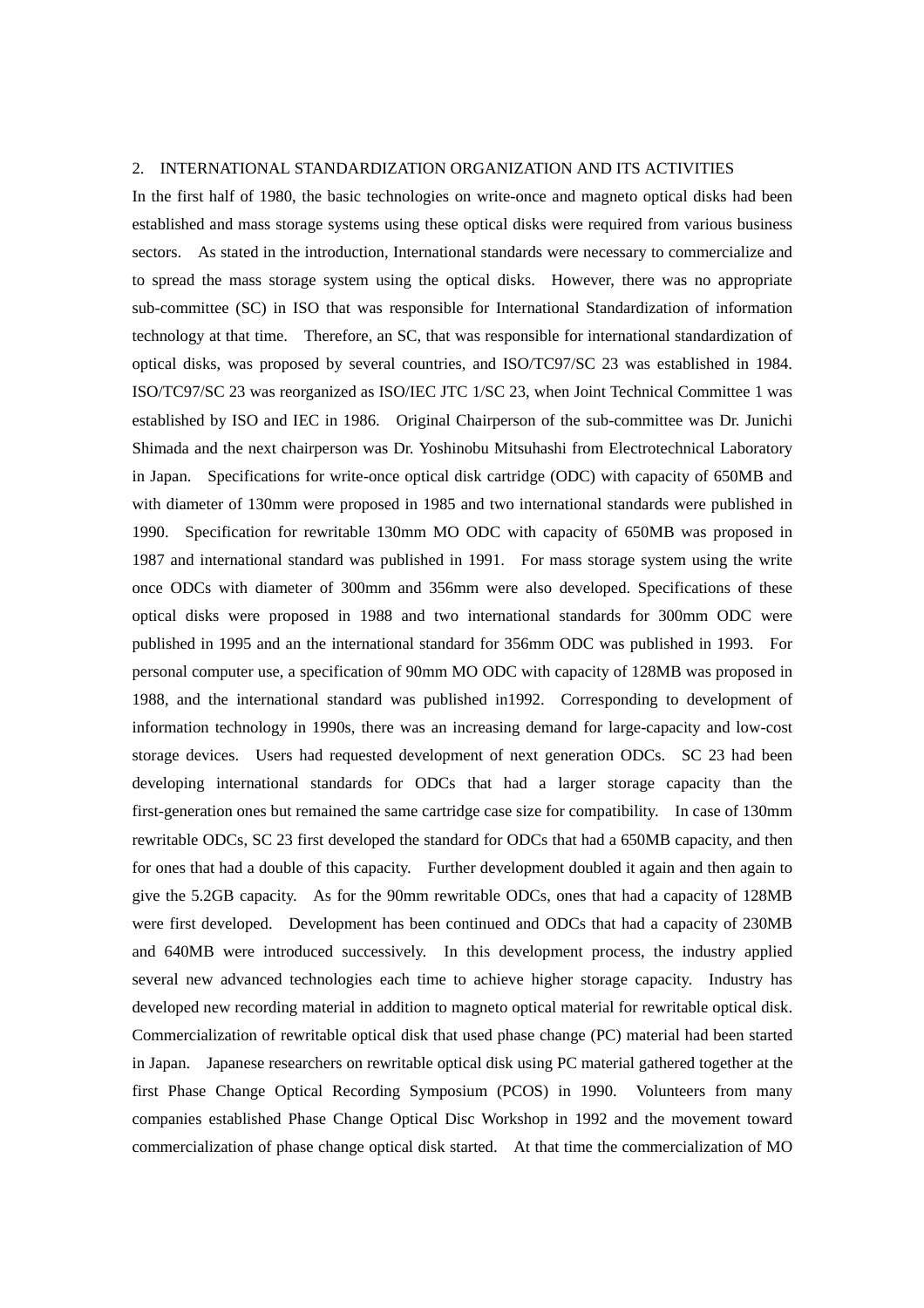## 2. INTERNATIONAL STANDARDIZATION ORGANIZATION AND ITS ACTIVITIES

In the first half of 1980, the basic technologies on write-once and magneto optical disks had been established and mass storage systems using these optical disks were required from various business sectors. As stated in the introduction, International standards were necessary to commercialize and to spread the mass storage system using the optical disks. However, there was no appropriate sub-committee (SC) in ISO that was responsible for International Standardization of information technology at that time. Therefore, an SC, that was responsible for international standardization of optical disks, was proposed by several countries, and ISO/TC97/SC 23 was established in 1984. ISO/TC97/SC 23 was reorganized as ISO/IEC JTC 1/SC 23, when Joint Technical Committee 1 was established by ISO and IEC in 1986. Original Chairperson of the sub-committee was Dr. Junichi Shimada and the next chairperson was Dr. Yoshinobu Mitsuhashi from Electrotechnical Laboratory in Japan. Specifications for write-once optical disk cartridge (ODC) with capacity of 650MB and with diameter of 130mm were proposed in 1985 and two international standards were published in 1990. Specification for rewritable 130mm MO ODC with capacity of 650MB was proposed in 1987 and international standard was published in 1991. For mass storage system using the write once ODCs with diameter of 300mm and 356mm were also developed. Specifications of these optical disks were proposed in 1988 and two international standards for 300mm ODC were published in 1995 and an the international standard for 356mm ODC was published in 1993. For personal computer use, a specification of 90mm MO ODC with capacity of 128MB was proposed in 1988, and the international standard was published in1992. Corresponding to development of information technology in 1990s, there was an increasing demand for large-capacity and low-cost storage devices. Users had requested development of next generation ODCs. SC 23 had been developing international standards for ODCs that had a larger storage capacity than the first-generation ones but remained the same cartridge case size for compatibility. In case of 130mm rewritable ODCs, SC 23 first developed the standard for ODCs that had a 650MB capacity, and then for ones that had a double of this capacity. Further development doubled it again and then again to give the 5.2GB capacity. As for the 90mm rewritable ODCs, ones that had a capacity of 128MB were first developed. Development has been continued and ODCs that had a capacity of 230MB and 640MB were introduced successively. In this development process, the industry applied several new advanced technologies each time to achieve higher storage capacity. Industry has developed new recording material in addition to magneto optical material for rewritable optical disk. Commercialization of rewritable optical disk that used phase change (PC) material had been started in Japan. Japanese researchers on rewritable optical disk using PC material gathered together at the first Phase Change Optical Recording Symposium (PCOS) in 1990. Volunteers from many companies established Phase Change Optical Disc Workshop in 1992 and the movement toward commercialization of phase change optical disk started. At that time the commercialization of MO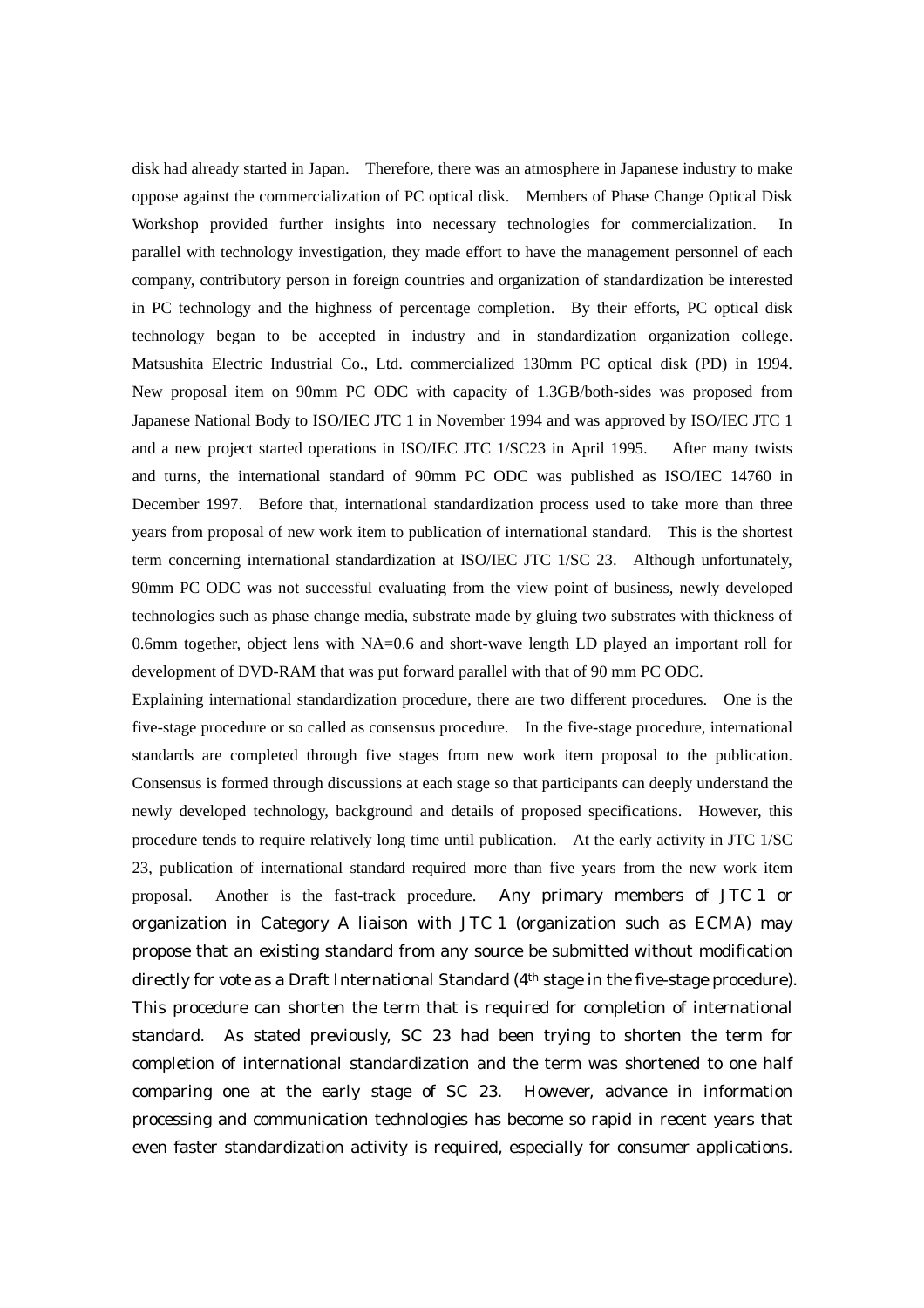disk had already started in Japan. Therefore, there was an atmosphere in Japanese industry to make oppose against the commercialization of PC optical disk. Members of Phase Change Optical Disk Workshop provided further insights into necessary technologies for commercialization. In parallel with technology investigation, they made effort to have the management personnel of each company, contributory person in foreign countries and organization of standardization be interested in PC technology and the highness of percentage completion. By their efforts, PC optical disk technology began to be accepted in industry and in standardization organization college. Matsushita Electric Industrial Co., Ltd. commercialized 130mm PC optical disk (PD) in 1994. New proposal item on 90mm PC ODC with capacity of 1.3GB/both-sides was proposed from Japanese National Body to ISO/IEC JTC 1 in November 1994 and was approved by ISO/IEC JTC 1 and a new project started operations in ISO/IEC JTC 1/SC23 in April 1995. After many twists and turns, the international standard of 90mm PC ODC was published as ISO/IEC 14760 in December 1997. Before that, international standardization process used to take more than three years from proposal of new work item to publication of international standard. This is the shortest term concerning international standardization at ISO/IEC JTC 1/SC 23. Although unfortunately, 90mm PC ODC was not successful evaluating from the view point of business, newly developed technologies such as phase change media, substrate made by gluing two substrates with thickness of 0.6mm together, object lens with NA=0.6 and short-wave length LD played an important roll for development of DVD-RAM that was put forward parallel with that of 90 mm PC ODC.

Explaining international standardization procedure, there are two different procedures. One is the five-stage procedure or so called as consensus procedure. In the five-stage procedure, international standards are completed through five stages from new work item proposal to the publication. Consensus is formed through discussions at each stage so that participants can deeply understand the newly developed technology, background and details of proposed specifications. However, this procedure tends to require relatively long time until publication. At the early activity in JTC 1/SC 23, publication of international standard required more than five years from the new work item proposal. Another is the fast-track procedure. Any primary members of JTC 1 or organization in Category A liaison with JTC 1 (organization such as ECMA) may propose that an existing standard from any source be submitted without modification directly for vote as a Draft International Standard (4th stage in the five-stage procedure). This procedure can shorten the term that is required for completion of international standard. As stated previously, SC 23 had been trying to shorten the term for completion of international standardization and the term was shortened to one half comparing one at the early stage of SC 23. However, advance in information processing and communication technologies has become so rapid in recent years that even faster standardization activity is required, especially for consumer applications.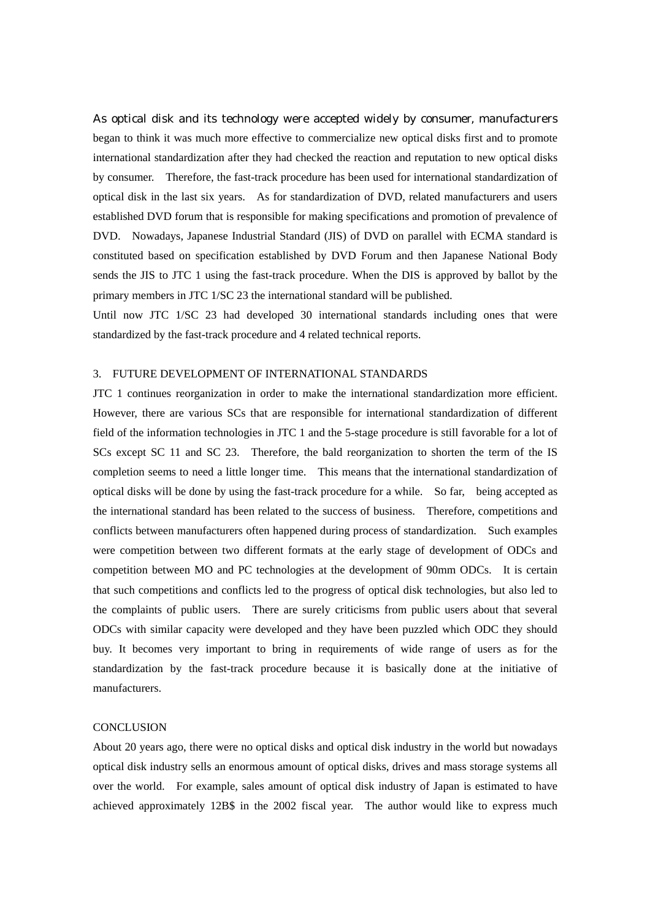As optical disk and its technology were accepted widely by consumer, manufacturers began to think it was much more effective to commercialize new optical disks first and to promote international standardization after they had checked the reaction and reputation to new optical disks by consumer. Therefore, the fast-track procedure has been used for international standardization of optical disk in the last six years. As for standardization of DVD, related manufacturers and users established DVD forum that is responsible for making specifications and promotion of prevalence of DVD. Nowadays, Japanese Industrial Standard (JIS) of DVD on parallel with ECMA standard is constituted based on specification established by DVD Forum and then Japanese National Body sends the JIS to JTC 1 using the fast-track procedure. When the DIS is approved by ballot by the primary members in JTC 1/SC 23 the international standard will be published.

Until now JTC 1/SC 23 had developed 30 international standards including ones that were standardized by the fast-track procedure and 4 related technical reports.

## 3. FUTURE DEVELOPMENT OF INTERNATIONAL STANDARDS

JTC 1 continues reorganization in order to make the international standardization more efficient. However, there are various SCs that are responsible for international standardization of different field of the information technologies in JTC 1 and the 5-stage procedure is still favorable for a lot of SCs except SC 11 and SC 23. Therefore, the bald reorganization to shorten the term of the IS completion seems to need a little longer time. This means that the international standardization of optical disks will be done by using the fast-track procedure for a while. So far, being accepted as the international standard has been related to the success of business. Therefore, competitions and conflicts between manufacturers often happened during process of standardization. Such examples were competition between two different formats at the early stage of development of ODCs and competition between MO and PC technologies at the development of 90mm ODCs. It is certain that such competitions and conflicts led to the progress of optical disk technologies, but also led to the complaints of public users. There are surely criticisms from public users about that several ODCs with similar capacity were developed and they have been puzzled which ODC they should buy. It becomes very important to bring in requirements of wide range of users as for the standardization by the fast-track procedure because it is basically done at the initiative of manufacturers.

## CONCLUSION

About 20 years ago, there were no optical disks and optical disk industry in the world but nowadays optical disk industry sells an enormous amount of optical disks, drives and mass storage systems all over the world. For example, sales amount of optical disk industry of Japan is estimated to have achieved approximately 12B$ in the 2002 fiscal year. The author would like to express much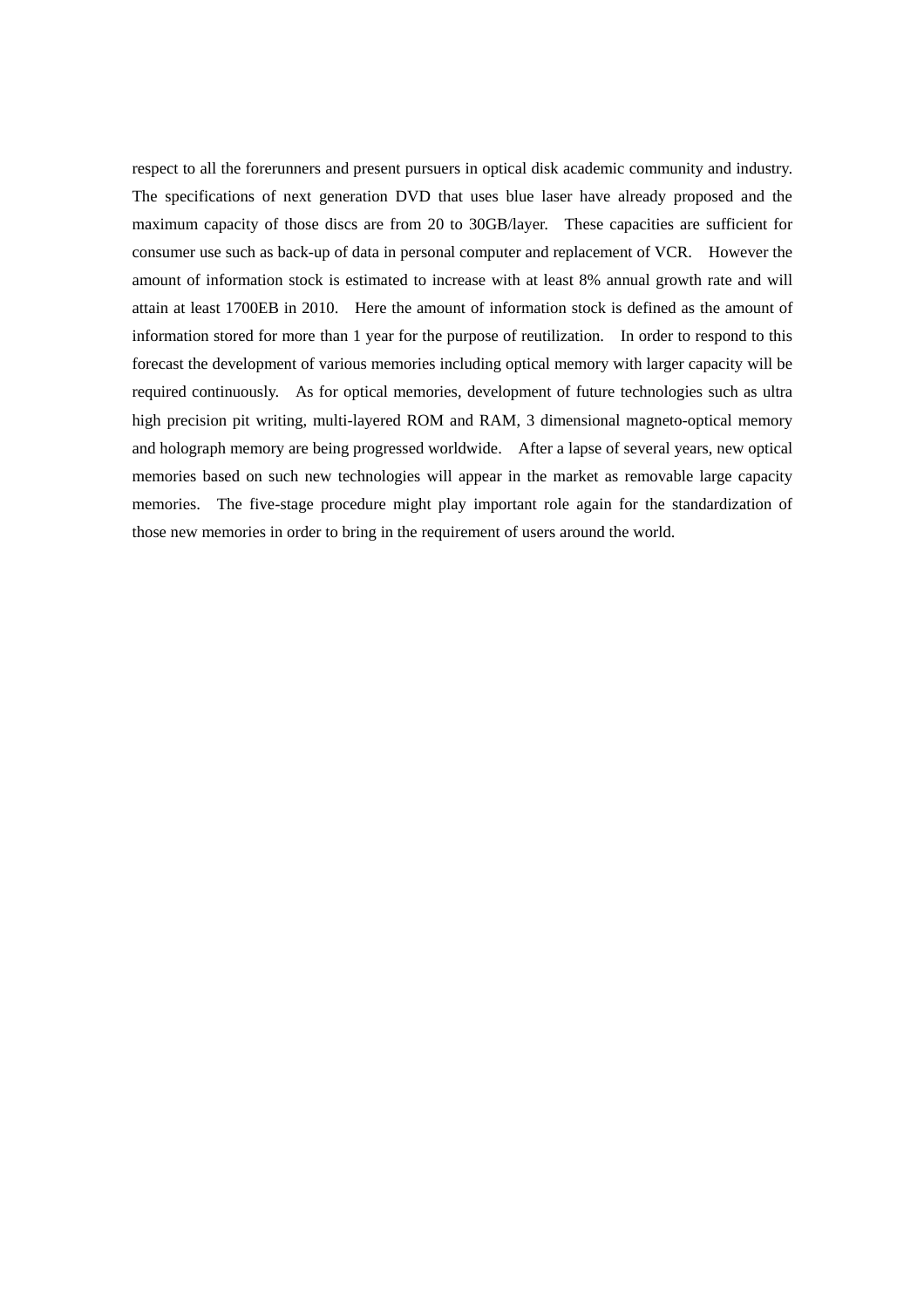respect to all the forerunners and present pursuers in optical disk academic community and industry. The specifications of next generation DVD that uses blue laser have already proposed and the maximum capacity of those discs are from 20 to 30GB/layer. These capacities are sufficient for consumer use such as back-up of data in personal computer and replacement of VCR. However the amount of information stock is estimated to increase with at least 8% annual growth rate and will attain at least 1700EB in 2010. Here the amount of information stock is defined as the amount of information stored for more than 1 year for the purpose of reutilization. In order to respond to this forecast the development of various memories including optical memory with larger capacity will be required continuously. As for optical memories, development of future technologies such as ultra high precision pit writing, multi-layered ROM and RAM, 3 dimensional magneto-optical memory and holograph memory are being progressed worldwide. After a lapse of several years, new optical memories based on such new technologies will appear in the market as removable large capacity memories. The five-stage procedure might play important role again for the standardization of those new memories in order to bring in the requirement of users around the world.